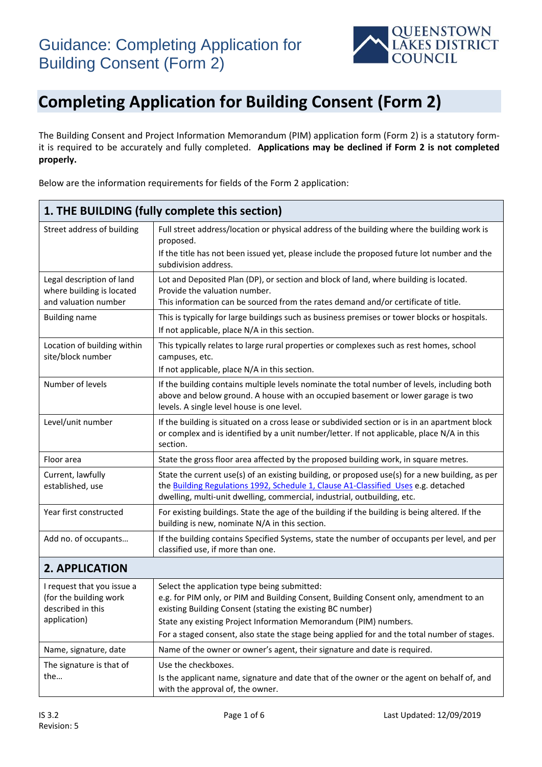# Guidance: Completing Application for Building Consent (Form 2)

## Completing Application for Building Consent (Form 2)

The Building Consent and Project Information Memorandum (PIM) application form (Form 2) is a statutory form-it is required to be accurately and fully completed. **Applications may be declined if Form 2 is not completed properly.**

Below are the information requirements for fields of the Form 2 application:

| **1. THE BUILDING (fully complete this section)** | |
|---|---|
| Street address of building | Full street address/location or physical address of the building where the building work is proposed.<br>If the title has not been issued yet, please include the proposed future lot number and the subdivision address. |
| Legal description of land where building is located and valuation number | Lot and Deposited Plan (DP), or section and block of land, where building is located.<br>Provide the valuation number.<br>This information can be sourced from the rates demand and/or certificate of title. |
| Building name | This is typically for large buildings such as business premises or tower blocks or hospitals.<br>If not applicable, place N/A in this section. |
| Location of building within site/block number | This typically relates to large rural properties or complexes such as rest homes, school campuses, etc.<br>If not applicable, place N/A in this section. |
| Number of levels | If the building contains multiple levels nominate the total number of levels, including both above and below ground. A house with an occupied basement or lower garage is two levels. A single level house is one level. |
| Level/unit number | If the building is situated on a cross lease or subdivided section or is in an apartment block or complex and is identified by a unit number/letter. If not applicable, place N/A in this section. |
| Floor area | State the gross floor area affected by the proposed building work, in square metres. |
| Current, lawfully established, use | State the current use(s) of an existing building, or proposed use(s) for a new building, as per the [Building Regulations 1992, Schedule 1, Clause A1-Classified Uses] e.g. detached dwelling, multi-unit dwelling, commercial, industrial, outbuilding, etc. |
| Year first constructed | For existing buildings. State the age of the building if the building is being altered. If the building is new, nominate N/A in this section. |
| Add no. of occupants… | If the building contains Specified Systems, state the number of occupants per level, and per classified use, if more than one. |
| **2. APPLICATION** | |
| I request that you issue a (for the building work described in this application) | Select the application type being submitted:<br>e.g. for PIM only, or PIM and Building Consent, Building Consent only, amendment to an existing Building Consent (stating the existing BC number)<br>State any existing Project Information Memorandum (PIM) numbers.<br>For a staged consent, also state the stage being applied for and the total number of stages. |
| Name, signature, date | Name of the owner or owner's agent, their signature and date is required. |
| The signature is that of the… | Use the checkboxes.<br>Is the applicant name, signature and date that of the owner or the agent on behalf of, and with the approval of, the owner. |

IS 3.2
Revision: 5

Last Updated: 12/09/2019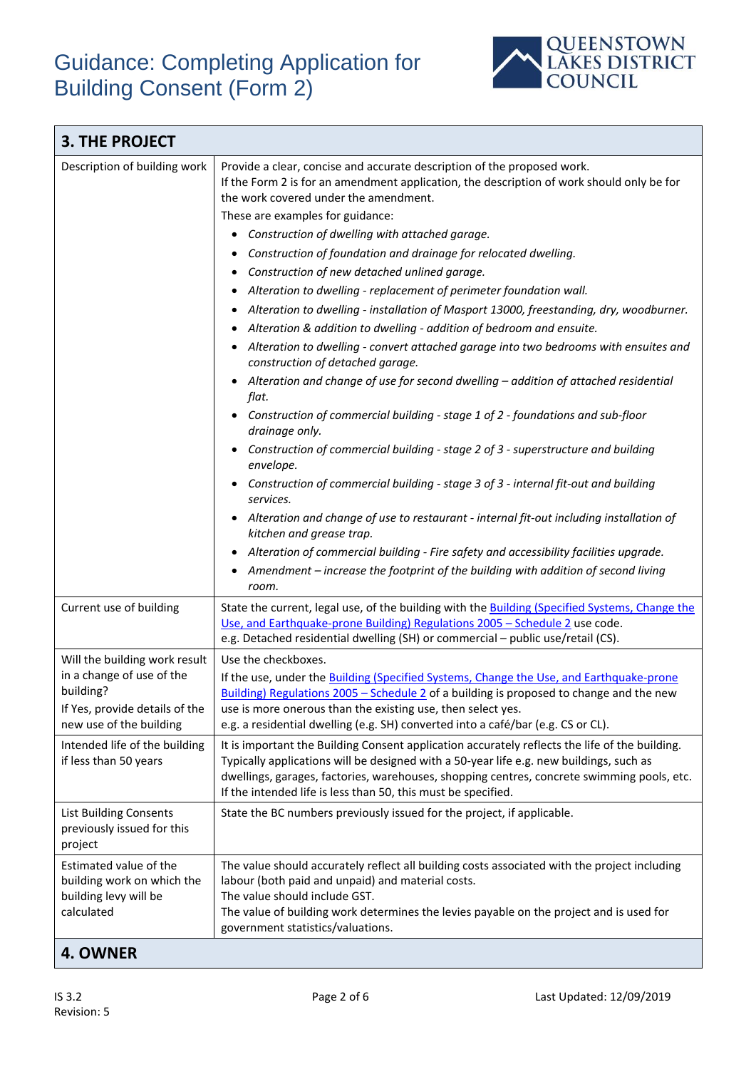# Guidance: Completing Application for Building Consent (Form 2)

| 3. THE PROJECT | |
|---|---|
| Description of building work | Provide a clear, concise and accurate description of the proposed work.<br>If the Form 2 is for an amendment application, the description of work should only be for the work covered under the amendment.<br>These are examples for guidance:<br>• *Construction of dwelling with attached garage.*<br>• *Construction of foundation and drainage for relocated dwelling.*<br>• *Construction of new detached unlined garage.*<br>• *Alteration to dwelling - replacement of perimeter foundation wall.*<br>• *Alteration to dwelling - installation of Masport 13000, freestanding, dry, woodburner.*<br>• *Alteration & addition to dwelling - addition of bedroom and ensuite.*<br>• *Alteration to dwelling - convert attached garage into two bedrooms with ensuites and construction of detached garage.*<br>• *Alteration and change of use for second dwelling – addition of attached residential flat.*<br>• *Construction of commercial building - stage 1 of 2 - foundations and sub-floor drainage only.*<br>• *Construction of commercial building - stage 2 of 3 - superstructure and building envelope.*<br>• *Construction of commercial building - stage 3 of 3 - internal fit-out and building services.*<br>• *Alteration and change of use to restaurant - internal fit-out including installation of kitchen and grease trap.*<br>• *Alteration of commercial building - Fire safety and accessibility facilities upgrade.*<br>• *Amendment – increase the footprint of the building with addition of second living room.* |
| Current use of building | State the current, legal use, of the building with the Building (Specified Systems, Change the Use, and Earthquake-prone Building) Regulations 2005 – Schedule 2 use code.<br>e.g. Detached residential dwelling (SH) or commercial – public use/retail (CS). |
| Will the building work result in a change of use of the building?<br>If Yes, provide details of the new use of the building | Use the checkboxes.<br>If the use, under the Building (Specified Systems, Change the Use, and Earthquake-prone Building) Regulations 2005 – Schedule 2 of a building is proposed to change and the new use is more onerous than the existing use, then select yes.<br>e.g. a residential dwelling (e.g. SH) converted into a café/bar (e.g. CS or CL). |
| Intended life of the building if less than 50 years | It is important the Building Consent application accurately reflects the life of the building. Typically applications will be designed with a 50-year life e.g. new buildings, such as dwellings, garages, factories, warehouses, shopping centres, concrete swimming pools, etc.<br>If the intended life is less than 50, this must be specified. |
| List Building Consents previously issued for this project | State the BC numbers previously issued for the project, if applicable. |
| Estimated value of the building work on which the building levy will be calculated | The value should accurately reflect all building costs associated with the project including labour (both paid and unpaid) and material costs.<br>The value should include GST.<br>The value of building work determines the levies payable on the project and is used for government statistics/valuations. |

## 4. OWNER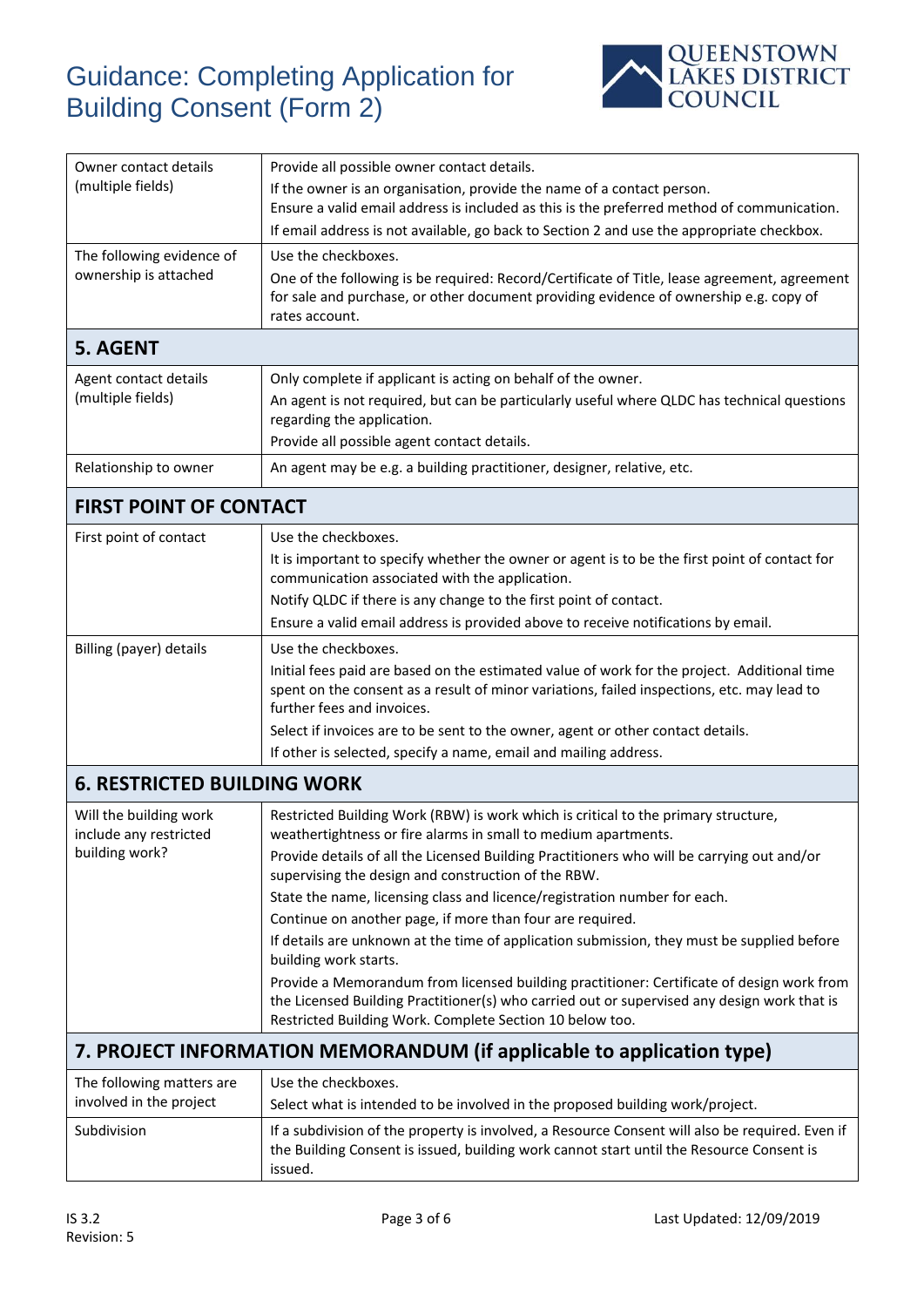| | |
|---|---|
| Owner contact details (multiple fields) | Provide all possible owner contact details.<br>If the owner is an organisation, provide the name of a contact person.<br>Ensure a valid email address is included as this is the preferred method of communication.<br>If email address is not available, go back to Section 2 and use the appropriate checkbox. |
| The following evidence of ownership is attached | Use the checkboxes.<br>One of the following is be required: Record/Certificate of Title, lease agreement, agreement for sale and purchase, or other document providing evidence of ownership e.g. copy of rates account. |
| **5. AGENT** | |
| Agent contact details (multiple fields) | Only complete if applicant is acting on behalf of the owner.<br>An agent is not required, but can be particularly useful where QLDC has technical questions regarding the application.<br>Provide all possible agent contact details. |
| Relationship to owner | An agent may be e.g. a building practitioner, designer, relative, etc. |
| **FIRST POINT OF CONTACT** | |
| First point of contact | Use the checkboxes.<br>It is important to specify whether the owner or agent is to be the first point of contact for communication associated with the application.<br>Notify QLDC if there is any change to the first point of contact.<br>Ensure a valid email address is provided above to receive notifications by email. |
| Billing (payer) details | Use the checkboxes.<br>Initial fees paid are based on the estimated value of work for the project. Additional time spent on the consent as a result of minor variations, failed inspections, etc. may lead to further fees and invoices.<br>Select if invoices are to be sent to the owner, agent or other contact details.<br>If other is selected, specify a name, email and mailing address. |
| **6. RESTRICTED BUILDING WORK** | |
| Will the building work include any restricted building work? | Restricted Building Work (RBW) is work which is critical to the primary structure, weathertightness or fire alarms in small to medium apartments.<br>Provide details of all the Licensed Building Practitioners who will be carrying out and/or supervising the design and construction of the RBW.<br>State the name, licensing class and licence/registration number for each.<br>Continue on another page, if more than four are required.<br>If details are unknown at the time of application submission, they must be supplied before building work starts.<br>Provide a Memorandum from licensed building practitioner: Certificate of design work from the Licensed Building Practitioner(s) who carried out or supervised any design work that is Restricted Building Work. Complete Section 10 below too. |
| **7. PROJECT INFORMATION MEMORANDUM (if applicable to application type)** | |
| The following matters are involved in the project | Use the checkboxes.<br>Select what is intended to be involved in the proposed building work/project. |
| Subdivision | If a subdivision of the property is involved, a Resource Consent will also be required. Even if the Building Consent is issued, building work cannot start until the Resource Consent is issued. |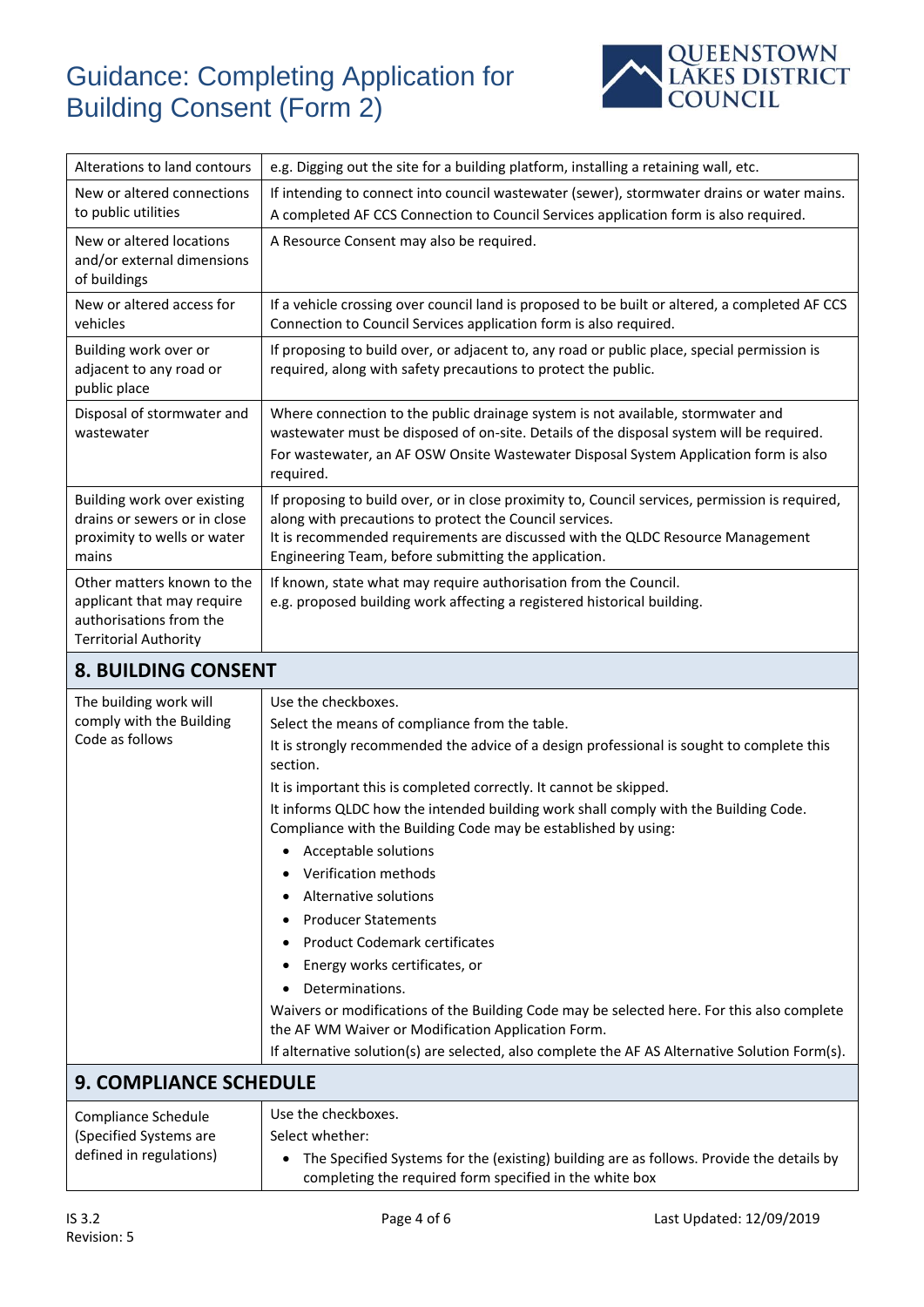| | |
|---|---|
| Alterations to land contours | e.g. Digging out the site for a building platform, installing a retaining wall, etc. |
| New or altered connections to public utilities | If intending to connect into council wastewater (sewer), stormwater drains or water mains. A completed AF CCS Connection to Council Services application form is also required. |
| New or altered locations and/or external dimensions of buildings | A Resource Consent may also be required. |
| New or altered access for vehicles | If a vehicle crossing over council land is proposed to be built or altered, a completed AF CCS Connection to Council Services application form is also required. |
| Building work over or adjacent to any road or public place | If proposing to build over, or adjacent to, any road or public place, special permission is required, along with safety precautions to protect the public. |
| Disposal of stormwater and wastewater | Where connection to the public drainage system is not available, stormwater and wastewater must be disposed of on-site. Details of the disposal system will be required.<br>For wastewater, an AF OSW Onsite Wastewater Disposal System Application form is also required. |
| Building work over existing drains or sewers or in close proximity to wells or water mains | If proposing to build over, or in close proximity to, Council services, permission is required, along with precautions to protect the Council services.<br>It is recommended requirements are discussed with the QLDC Resource Management Engineering Team, before submitting the application. |
| Other matters known to the applicant that may require authorisations from the Territorial Authority | If known, state what may require authorisation from the Council.<br>e.g. proposed building work affecting a registered historical building. |

## 8. BUILDING CONSENT

| | |
|---|---|
| The building work will comply with the Building Code as follows | Use the checkboxes.<br>Select the means of compliance from the table.<br>It is strongly recommended the advice of a design professional is sought to complete this section.<br>It is important this is completed correctly. It cannot be skipped.<br>It informs QLDC how the intended building work shall comply with the Building Code. Compliance with the Building Code may be established by using:<br>• Acceptable solutions<br>• Verification methods<br>• Alternative solutions<br>• Producer Statements<br>• Product Codemark certificates<br>• Energy works certificates, or<br>• Determinations.<br>Waivers or modifications of the Building Code may be selected here. For this also complete the AF WM Waiver or Modification Application Form.<br>If alternative solution(s) are selected, also complete the AF AS Alternative Solution Form(s). |

## 9. COMPLIANCE SCHEDULE

| | |
|---|---|
| Compliance Schedule (Specified Systems are defined in regulations) | Use the checkboxes.<br>Select whether:<br>• The Specified Systems for the (existing) building are as follows. Provide the details by completing the required form specified in the white box |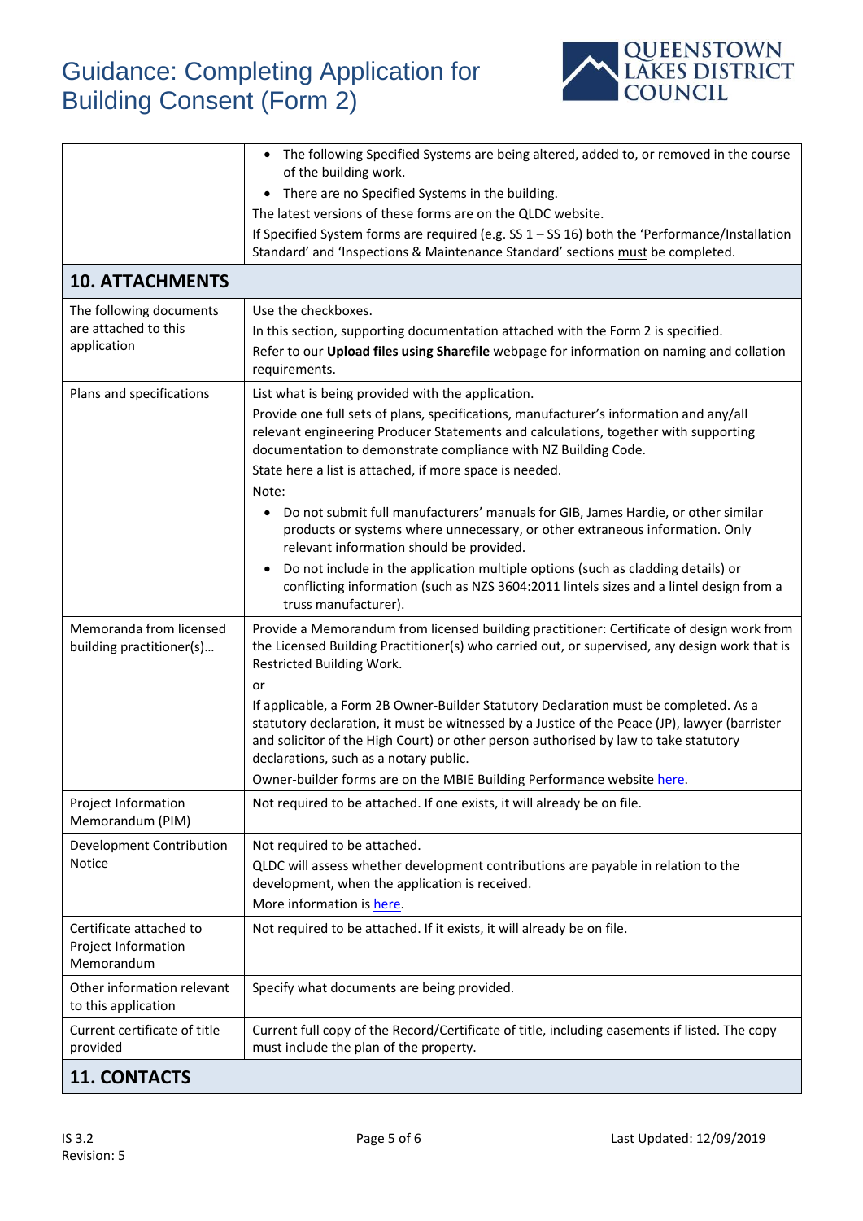|  |  |
|---|---|
|  | • The following Specified Systems are being altered, added to, or removed in the course of the building work.<br>• There are no Specified Systems in the building.<br>The latest versions of these forms are on the QLDC website.<br>If Specified System forms are required (e.g. SS 1 – SS 16) both the 'Performance/Installation Standard' and 'Inspections & Maintenance Standard' sections must be completed. |
| **10. ATTACHMENTS** |  |
| The following documents are attached to this application | Use the checkboxes.<br>In this section, supporting documentation attached with the Form 2 is specified.<br>Refer to our **Upload files using Sharefile** webpage for information on naming and collation requirements. |
| Plans and specifications | List what is being provided with the application.<br>Provide one full sets of plans, specifications, manufacturer's information and any/all relevant engineering Producer Statements and calculations, together with supporting documentation to demonstrate compliance with NZ Building Code.<br>State here a list is attached, if more space is needed.<br>Note:<br>• Do not submit full manufacturers' manuals for GIB, James Hardie, or other similar products or systems where unnecessary, or other extraneous information. Only relevant information should be provided.<br>• Do not include in the application multiple options (such as cladding details) or conflicting information (such as NZS 3604:2011 lintels sizes and a lintel design from a truss manufacturer). |
| Memoranda from licensed building practitioner(s)… | Provide a Memorandum from licensed building practitioner: Certificate of design work from the Licensed Building Practitioner(s) who carried out, or supervised, any design work that is Restricted Building Work.<br>or<br>If applicable, a Form 2B Owner-Builder Statutory Declaration must be completed. As a statutory declaration, it must be witnessed by a Justice of the Peace (JP), lawyer (barrister and solicitor of the High Court) or other person authorised by law to take statutory declarations, such as a notary public.<br>Owner-builder forms are on the MBIE Building Performance website here. |
| Project Information Memorandum (PIM) | Not required to be attached. If one exists, it will already be on file. |
| Development Contribution Notice | Not required to be attached.<br>QLDC will assess whether development contributions are payable in relation to the development, when the application is received.<br>More information is here. |
| Certificate attached to Project Information Memorandum | Not required to be attached. If it exists, it will already be on file. |
| Other information relevant to this application | Specify what documents are being provided. |
| Current certificate of title provided | Current full copy of the Record/Certificate of title, including easements if listed. The copy must include the plan of the property. |
| **11. CONTACTS** |  |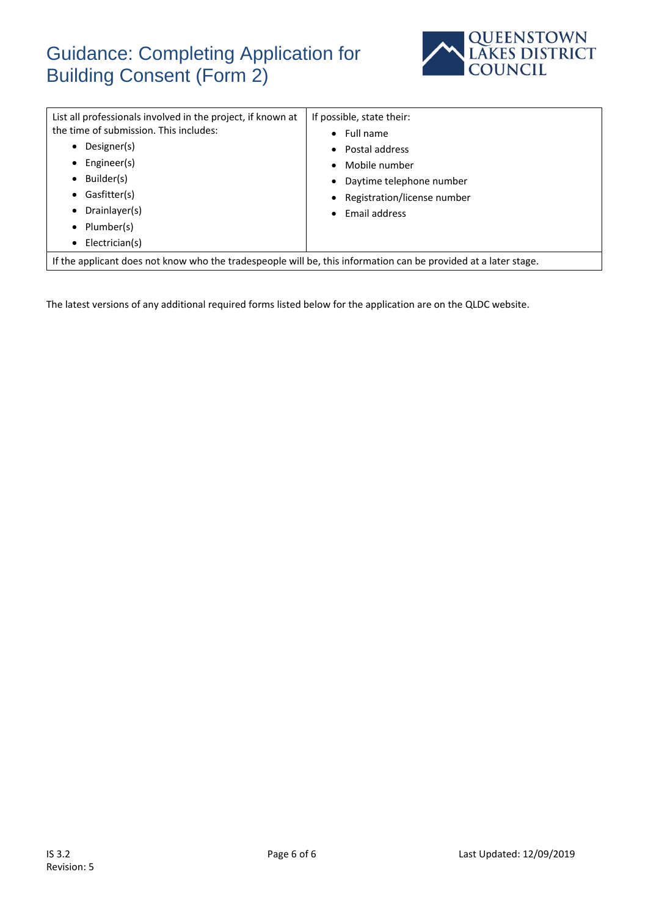| | |
|---|---|
| List all professionals involved in the project, if known at the time of submission. This includes:<br>• Designer(s)<br>• Engineer(s)<br>• Builder(s)<br>• Gasfitter(s)<br>• Drainlayer(s)<br>• Plumber(s)<br>• Electrician(s) | If possible, state their:<br>• Full name<br>• Postal address<br>• Mobile number<br>• Daytime telephone number<br>• Registration/license number<br>• Email address |
| If the applicant does not know who the tradespeople will be, this information can be provided at a later stage. | |

The latest versions of any additional required forms listed below for the application are on the QLDC website.